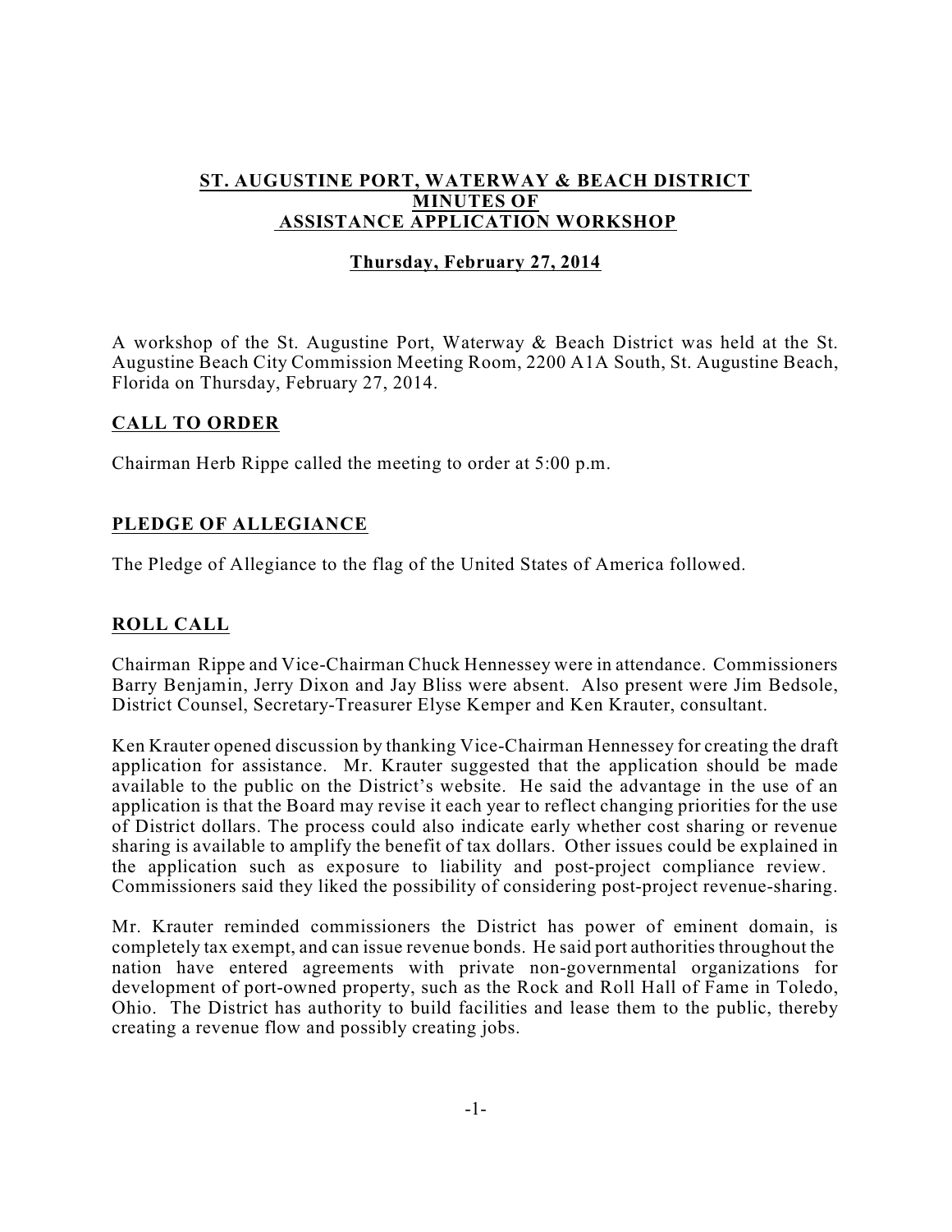# ST. AUGUSTINE PORT, WATERWAY & BEACH DISTRICT
# MINUTES OF
# ASSISTANCE APPLICATION WORKSHOP

**Thursday, February 27, 2014**

A workshop of the St. Augustine Port, Waterway & Beach District was held at the St. Augustine Beach City Commission Meeting Room, 2200 A1A South, St. Augustine Beach, Florida on Thursday, February 27, 2014.

## CALL TO ORDER

Chairman Herb Rippe called the meeting to order at 5:00 p.m.

## PLEDGE OF ALLEGIANCE

The Pledge of Allegiance to the flag of the United States of America followed.

## ROLL CALL

Chairman Rippe and Vice-Chairman Chuck Hennessey were in attendance. Commissioners Barry Benjamin, Jerry Dixon and Jay Bliss were absent. Also present were Jim Bedsole, District Counsel, Secretary-Treasurer Elyse Kemper and Ken Krauter, consultant.

Ken Krauter opened discussion by thanking Vice-Chairman Hennessey for creating the draft application for assistance. Mr. Krauter suggested that the application should be made available to the public on the District's website. He said the advantage in the use of an application is that the Board may revise it each year to reflect changing priorities for the use of District dollars. The process could also indicate early whether cost sharing or revenue sharing is available to amplify the benefit of tax dollars. Other issues could be explained in the application such as exposure to liability and post-project compliance review. Commissioners said they liked the possibility of considering post-project revenue-sharing.

Mr. Krauter reminded commissioners the District has power of eminent domain, is completely tax exempt, and can issue revenue bonds. He said port authorities throughout the nation have entered agreements with private non-governmental organizations for development of port-owned property, such as the Rock and Roll Hall of Fame in Toledo, Ohio. The District has authority to build facilities and lease them to the public, thereby creating a revenue flow and possibly creating jobs.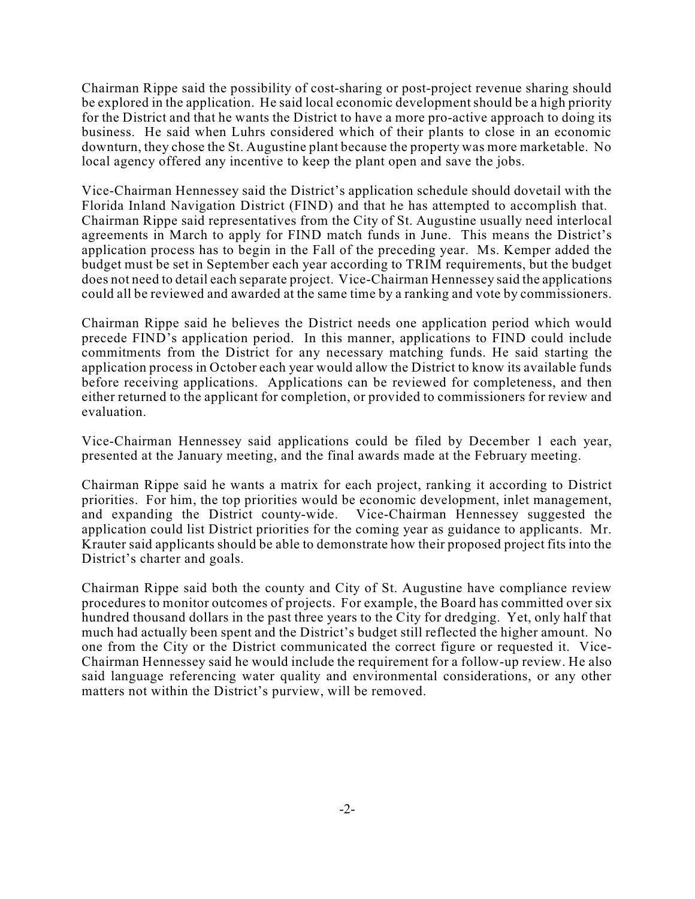Chairman Rippe said the possibility of cost-sharing or post-project revenue sharing should be explored in the application. He said local economic development should be a high priority for the District and that he wants the District to have a more pro-active approach to doing its business. He said when Luhrs considered which of their plants to close in an economic downturn, they chose the St. Augustine plant because the property was more marketable. No local agency offered any incentive to keep the plant open and save the jobs.

Vice-Chairman Hennessey said the District's application schedule should dovetail with the Florida Inland Navigation District (FIND) and that he has attempted to accomplish that. Chairman Rippe said representatives from the City of St. Augustine usually need interlocal agreements in March to apply for FIND match funds in June. This means the District's application process has to begin in the Fall of the preceding year. Ms. Kemper added the budget must be set in September each year according to TRIM requirements, but the budget does not need to detail each separate project. Vice-Chairman Hennessey said the applications could all be reviewed and awarded at the same time by a ranking and vote by commissioners.

Chairman Rippe said he believes the District needs one application period which would precede FIND's application period. In this manner, applications to FIND could include commitments from the District for any necessary matching funds. He said starting the application process in October each year would allow the District to know its available funds before receiving applications. Applications can be reviewed for completeness, and then either returned to the applicant for completion, or provided to commissioners for review and evaluation.

Vice-Chairman Hennessey said applications could be filed by December 1 each year, presented at the January meeting, and the final awards made at the February meeting.

Chairman Rippe said he wants a matrix for each project, ranking it according to District priorities. For him, the top priorities would be economic development, inlet management, and expanding the District county-wide. Vice-Chairman Hennessey suggested the application could list District priorities for the coming year as guidance to applicants. Mr. Krauter said applicants should be able to demonstrate how their proposed project fits into the District's charter and goals.

Chairman Rippe said both the county and City of St. Augustine have compliance review procedures to monitor outcomes of projects. For example, the Board has committed over six hundred thousand dollars in the past three years to the City for dredging. Yet, only half that much had actually been spent and the District's budget still reflected the higher amount. No one from the City or the District communicated the correct figure or requested it. Vice-Chairman Hennessey said he would include the requirement for a follow-up review. He also said language referencing water quality and environmental considerations, or any other matters not within the District's purview, will be removed.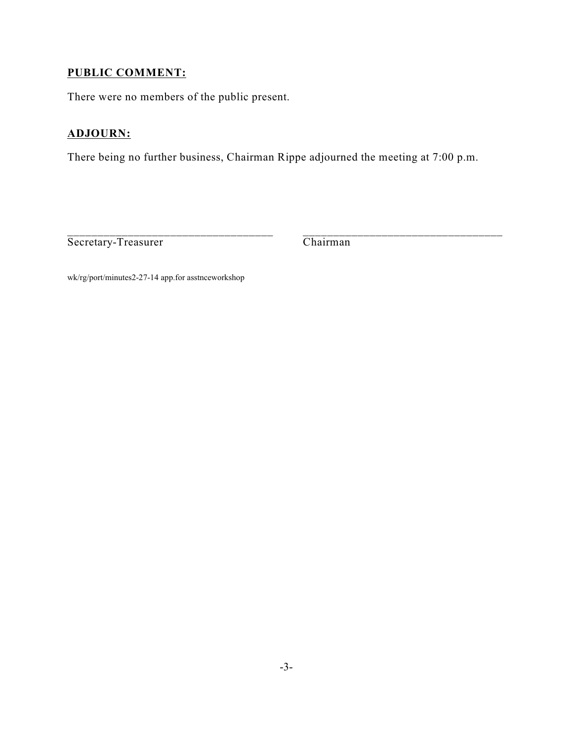**PUBLIC COMMENT:**

There were no members of the public present.

**ADJOURN:**

There being no further business, Chairman Rippe adjourned the meeting at 7:00 p.m.

\_\_\_\_\_\_\_\_\_\_\_\_\_\_\_\_\_\_\_\_\_\_\_\_\_\_\_\_\_\_\_\_\_\_\_ \_\_\_\_\_\_\_\_\_\_\_\_\_\_\_\_\_\_\_\_\_\_\_\_\_\_\_\_\_\_\_\_\_\_\_

Secretary-Treasurer Chairman

wk/rg/port/minutes2-27-14 app.for asstnceworkshop